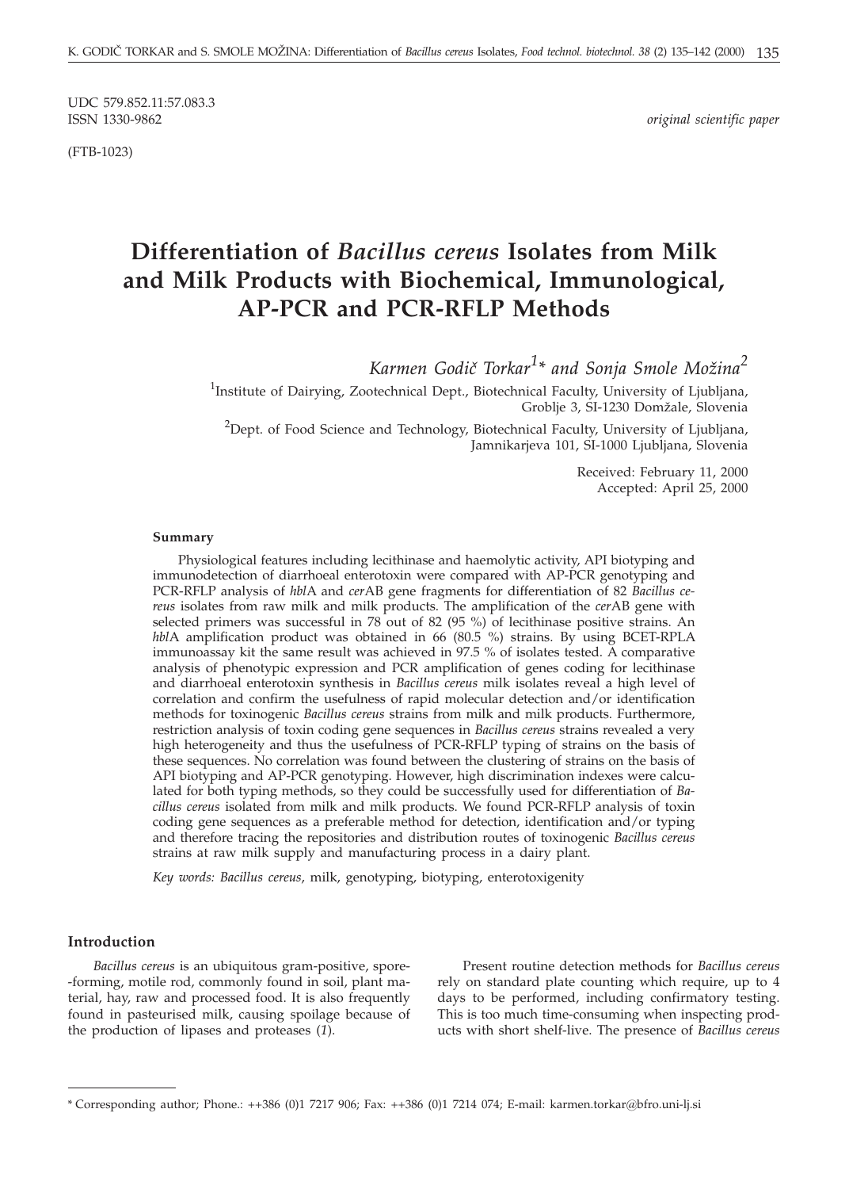UDC 579.852.11:57.083.3
ISSN 1330-9862

*original scientific paper*

(FTB-1023)

# Differentiation of *Bacillus cereus* Isolates from Milk and Milk Products with Biochemical, Immunological, AP-PCR and PCR-RFLP Methods

*Karmen Godič Torkar*[1]\* *and Sonja Smole Možina*[2]

[1]Institute of Dairying, Zootechnical Dept., Biotechnical Faculty, University of Ljubljana, Groblje 3, SI-1230 Domžale, Slovenia

[2]Dept. of Food Science and Technology, Biotechnical Faculty, University of Ljubljana, Jamnikarjeva 101, SI-1000 Ljubljana, Slovenia

Received: February 11, 2000
Accepted: April 25, 2000

#### Summary

Physiological features including lecithinase and haemolytic activity, API biotyping and immunodetection of diarrhoeal enterotoxin were compared with AP-PCR genotyping and PCR-RFLP analysis of *hbl*A and *cer*AB gene fragments for differentiation of 82 *Bacillus cereus* isolates from raw milk and milk products. The amplification of the *cer*AB gene with selected primers was successful in 78 out of 82 (95 %) of lecithinase positive strains. An *hbl*A amplification product was obtained in 66 (80.5 %) strains. By using BCET-RPLA immunoassay kit the same result was achieved in 97.5 % of isolates tested. A comparative analysis of phenotypic expression and PCR amplification of genes coding for lecithinase and diarrhoeal enterotoxin synthesis in *Bacillus cereus* milk isolates reveal a high level of correlation and confirm the usefulness of rapid molecular detection and/or identification methods for toxinogenic *Bacillus cereus* strains from milk and milk products. Furthermore, restriction analysis of toxin coding gene sequences in *Bacillus cereus* strains revealed a very high heterogeneity and thus the usefulness of PCR-RFLP typing of strains on the basis of these sequences. No correlation was found between the clustering of strains on the basis of API biotyping and AP-PCR genotyping. However, high discrimination indexes were calculated for both typing methods, so they could be successfully used for differentiation of *Bacillus cereus* isolated from milk and milk products. We found PCR-RFLP analysis of toxin coding gene sequences as a preferable method for detection, identification and/or typing and therefore tracing the repositories and distribution routes of toxinogenic *Bacillus cereus* strains at raw milk supply and manufacturing process in a dairy plant.

*Key words: Bacillus cereus*, milk, genotyping, biotyping, enterotoxigenity

#### Introduction

*Bacillus cereus* is an ubiquitous gram-positive, spore-forming, motile rod, commonly found in soil, plant material, hay, raw and processed food. It is also frequently found in pasteurised milk, causing spoilage because of the production of lipases and proteases (*1*).

Present routine detection methods for *Bacillus cereus* rely on standard plate counting which require, up to 4 days to be performed, including confirmatory testing. This is too much time-consuming when inspecting products with short shelf-live. The presence of *Bacillus cereus*

\* Corresponding author; Phone.: ++386 (0)1 7217 906; Fax: ++386 (0)1 7214 074; E-mail: karmen.torkar@bfro.uni-lj.si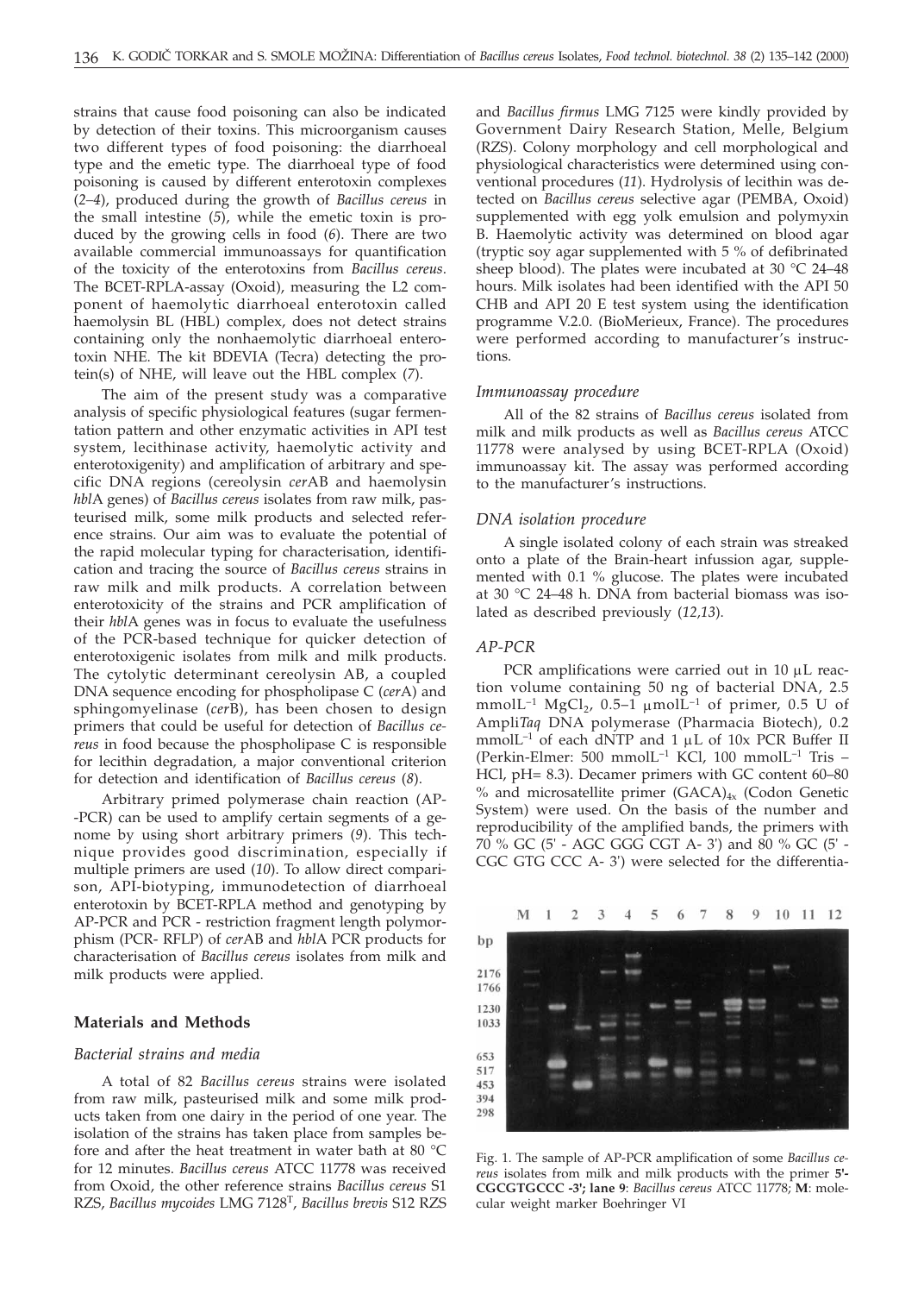strains that cause food poisoning can also be indicated by detection of their toxins. This microorganism causes two different types of food poisoning: the diarrhoeal type and the emetic type. The diarrhoeal type of food poisoning is caused by different enterotoxin complexes (*2–4*), produced during the growth of *Bacillus cereus* in the small intestine (*5*), while the emetic toxin is produced by the growing cells in food (*6*). There are two available commercial immunoassays for quantification of the toxicity of the enterotoxins from *Bacillus cereus*. The BCET-RPLA-assay (Oxoid), measuring the L2 component of haemolytic diarrhoeal enterotoxin called haemolysin BL (HBL) complex, does not detect strains containing only the nonhaemolytic diarrhoeal enterotoxin NHE. The kit BDEVIA (Tecra) detecting the protein(s) of NHE, will leave out the HBL complex (*7*).

The aim of the present study was a comparative analysis of specific physiological features (sugar fermentation pattern and other enzymatic activities in API test system, lecithinase activity, haemolytic activity and enterotoxigenity) and amplification of arbitrary and specific DNA regions (cereolysin *cer*AB and haemolysin *hbl*A genes) of *Bacillus cereus* isolates from raw milk, pasteurised milk, some milk products and selected reference strains. Our aim was to evaluate the potential of the rapid molecular typing for characterisation, identification and tracing the source of *Bacillus cereus* strains in raw milk and milk products. A correlation between enterotoxicity of the strains and PCR amplification of their *hbl*A genes was in focus to evaluate the usefulness of the PCR-based technique for quicker detection of enterotoxigenic isolates from milk and milk products. The cytolytic determinant cereolysin AB, a coupled DNA sequence encoding for phospholipase C (*cer*A) and sphingomyelinase (*cer*B), has been chosen to design primers that could be useful for detection of *Bacillus cereus* in food because the phospholipase C is responsible for lecithin degradation, a major conventional criterion for detection and identification of *Bacillus cereus* (*8*).

Arbitrary primed polymerase chain reaction (AP-PCR) can be used to amplify certain segments of a genome by using short arbitrary primers (*9*). This technique provides good discrimination, especially if multiple primers are used (*10*). To allow direct comparison, API-biotyping, immunodetection of diarrhoeal enterotoxin by BCET-RPLA method and genotyping by AP-PCR and PCR - restriction fragment length polymorphism (PCR- RFLP) of *cer*AB and *hbl*A PCR products for characterisation of *Bacillus cereus* isolates from milk and milk products were applied.

## Materials and Methods

### *Bacterial strains and media*

A total of 82 *Bacillus cereus* strains were isolated from raw milk, pasteurised milk and some milk products taken from one dairy in the period of one year. The isolation of the strains has taken place from samples before and after the heat treatment in water bath at 80 °C for 12 minutes. *Bacillus cereus* ATCC 11778 was received from Oxoid, the other reference strains *Bacillus cereus* S1 RZS, *Bacillus mycoides* LMG 7128$^T$, *Bacillus brevis* S12 RZS and *Bacillus firmus* LMG 7125 were kindly provided by Government Dairy Research Station, Melle, Belgium (RZS). Colony morphology and cell morphological and physiological characteristics were determined using conventional procedures (*11*). Hydrolysis of lecithin was detected on *Bacillus cereus* selective agar (PEMBA, Oxoid) supplemented with egg yolk emulsion and polymyxin B. Haemolytic activity was determined on blood agar (tryptic soy agar supplemented with 5 % of defibrinated sheep blood). The plates were incubated at 30 °C 24–48 hours. Milk isolates had been identified with the API 50 CHB and API 20 E test system using the identification programme V.2.0. (BioMerieux, France). The procedures were performed according to manufacturer's instructions.

### *Immunoassay procedure*

All of the 82 strains of *Bacillus cereus* isolated from milk and milk products as well as *Bacillus cereus* ATCC 11778 were analysed by using BCET-RPLA (Oxoid) immunoassay kit. The assay was performed according to the manufacturer's instructions.

### *DNA isolation procedure*

A single isolated colony of each strain was streaked onto a plate of the Brain-heart infussion agar, supplemented with 0.1 % glucose. The plates were incubated at 30 °C 24–48 h. DNA from bacterial biomass was isolated as described previously (*12,13*).

### *AP-PCR*

PCR amplifications were carried out in 10 μL reaction volume containing 50 ng of bacterial DNA, 2.5 mmolL$^{-1}$ $MgCl_2$, 0.5–1 μmolL$^{-1}$ of primer, 0.5 U of Ampli*Taq* DNA polymerase (Pharmacia Biotech), 0.2 mmolL$^{-1}$ of each dNTP and 1 μL of 10x PCR Buffer II (Perkin-Elmer: 500 mmolL$^{-1}$ KCl, 100 mmolL$^{-1}$ Tris – HCl, pH= 8.3). Decamer primers with GC content 60–80 % and microsatellite primer $(GACA)_{4x}$ (Codon Genetic System) were used. On the basis of the number and reproducibility of the amplified bands, the primers with 70 % GC (5' - AGC GGG CGT A- 3') and 80 % GC (5' - CGC GTG CCC A- 3') were selected for the differentia-

Fig. 1. The sample of AP-PCR amplification of some *Bacillus cereus* isolates from milk and milk products with the primer **5'-CGCGTGCCC -3'; lane 9**: *Bacillus cereus* ATCC 11778; **M**: molecular weight marker Boehringer VI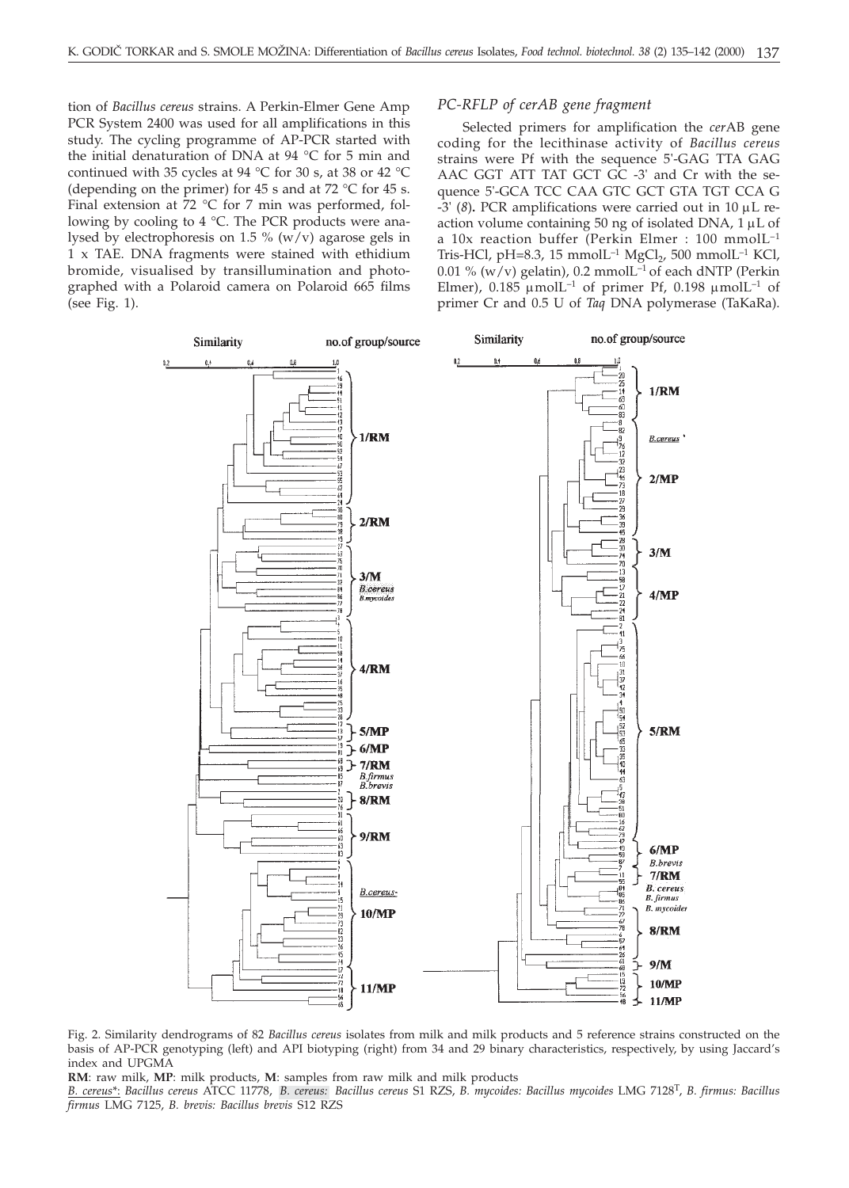tion of *Bacillus cereus* strains. A Perkin-Elmer Gene Amp PCR System 2400 was used for all amplifications in this study. The cycling programme of AP-PCR started with the initial denaturation of DNA at 94 °C for 5 min and continued with 35 cycles at 94 °C for 30 s, at 38 or 42 °C (depending on the primer) for 45 s and at 72 °C for 45 s. Final extension at 72 °C for 7 min was performed, following by cooling to 4 °C. The PCR products were analysed by electrophoresis on 1.5 % (w/v) agarose gels in 1 x TAE. DNA fragments were stained with ethidium bromide, visualised by transillumination and photographed with a Polaroid camera on Polaroid 665 films (see Fig. 1).

### PC-RFLP of cerAB gene fragment

Selected primers for amplification the *cer*AB gene coding for the lecithinase activity of *Bacillus cereus* strains were Pf with the sequence 5'-GAG TTA GAG AAC GGT ATT TAT GCT GC -3' and Cr with the sequence 5'-GCA TCC CAA GTC GCT GTA TGT CCA G -3' (*8*). PCR amplifications were carried out in 10 µL reaction volume containing 50 ng of isolated DNA, 1 µL of a 10x reaction buffer (Perkin Elmer : 100 mmolL$^{-1}$ Tris-HCl, pH=8.3, 15 mmolL$^{-1}$ $MgCl_2$, 500 mmolL$^{-1}$ KCl, 0.01 % (w/v) gelatin), 0.2 mmolL$^{-1}$ of each dNTP (Perkin Elmer), 0.185 µmolL$^{-1}$ of primer Pf, 0.198 µmolL$^{-1}$ of primer Cr and 0.5 U of *Taq* DNA polymerase (TaKaRa).

Fig. 2. Similarity dendrograms of 82 *Bacillus cereus* isolates from milk and milk products and 5 reference strains constructed on the basis of AP-PCR genotyping (left) and API biotyping (right) from 34 and 29 binary characteristics, respectively, by using Jaccard's index and UPGMA

**RM**: raw milk, **MP**: milk products, **M**: samples from raw milk and milk products

*B. cereus\**: *Bacillus cereus* ATCC 11778, *B. cereus*: *Bacillus cereus* S1 RZS, *B. mycoides: Bacillus mycoides* LMG 7128$^{T}$, *B. firmus: Bacillus firmus* LMG 7125, *B. brevis: Bacillus brevis* S12 RZS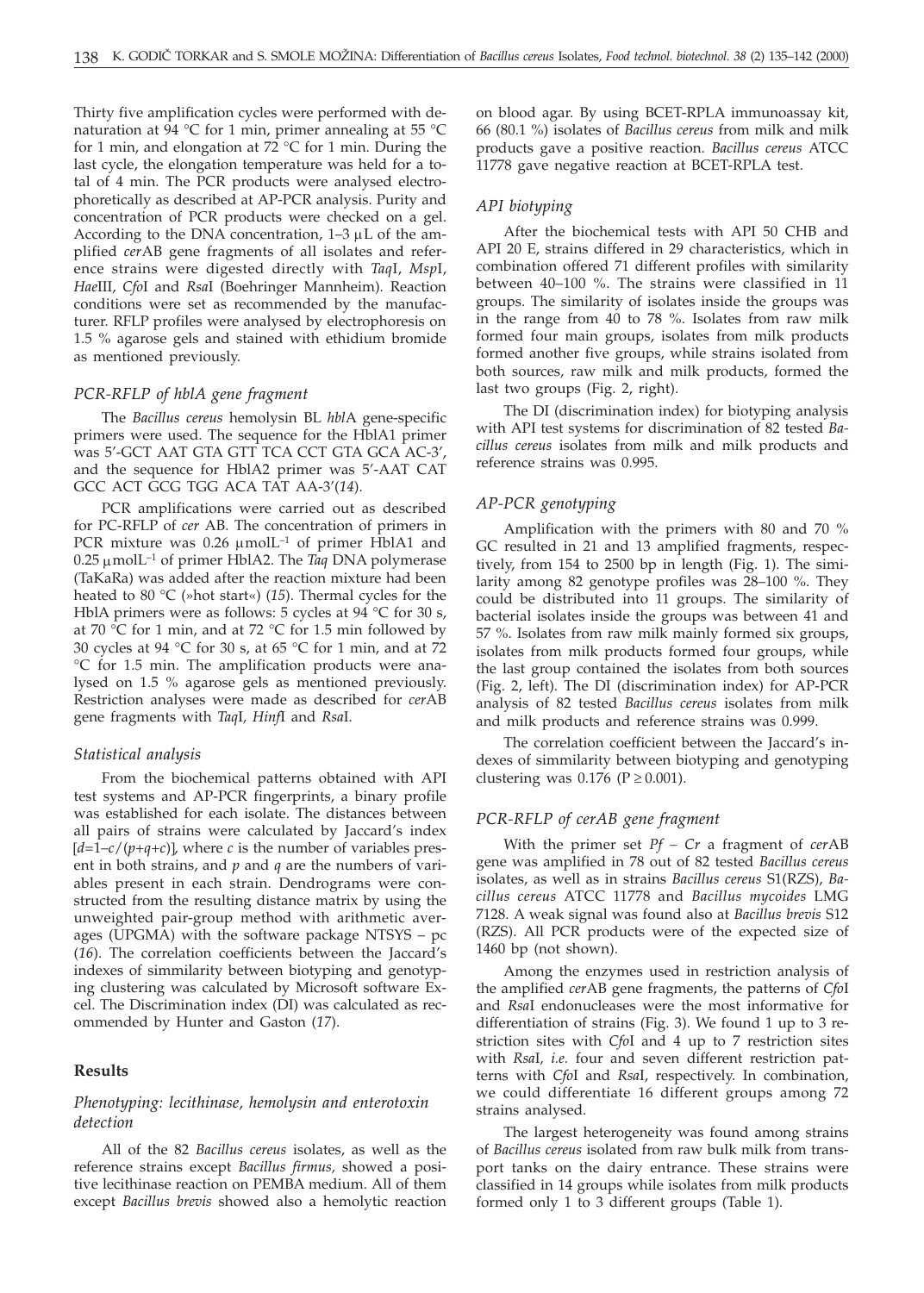Thirty five amplification cycles were performed with denaturation at 94 °C for 1 min, primer annealing at 55 °C for 1 min, and elongation at 72 °C for 1 min. During the last cycle, the elongation temperature was held for a total of 4 min. The PCR products were analysed electrophoretically as described at AP-PCR analysis. Purity and concentration of PCR products were checked on a gel. According to the DNA concentration, 1–3 μL of the amplified *cer*AB gene fragments of all isolates and reference strains were digested directly with *Taq*I, *Msp*I, *Hae*III, *Cfo*I and *Rsa*I (Boehringer Mannheim). Reaction conditions were set as recommended by the manufacturer. RFLP profiles were analysed by electrophoresis on 1.5 % agarose gels and stained with ethidium bromide as mentioned previously.

### *PCR-RFLP of hblA gene fragment*

The *Bacillus cereus* hemolysin BL *hbl*A gene-specific primers were used. The sequence for the HblA1 primer was 5'-GCT AAT GTA GTT TCA CCT GTA GCA AC-3', and the sequence for HblA2 primer was 5'-AAT CAT GCC ACT GCG TGG ACA TAT AA-3'(*14*).

PCR amplifications were carried out as described for PC-RFLP of *cer* AB. The concentration of primers in PCR mixture was 0.26 μmolL$^{-1}$ of primer HblA1 and 0.25 μmolL$^{-1}$ of primer HblA2. The *Taq* DNA polymerase (TaKaRa) was added after the reaction mixture had been heated to 80 °C (»hot start«) (*15*). Thermal cycles for the HblA primers were as follows: 5 cycles at 94 °C for 30 s, at 70 °C for 1 min, and at 72 °C for 1.5 min followed by 30 cycles at 94 °C for 30 s, at 65 °C for 1 min, and at 72 °C for 1.5 min. The amplification products were analysed on 1.5 % agarose gels as mentioned previously. Restriction analyses were made as described for *cer*AB gene fragments with *Taq*I, *Hinf*I and *Rsa*I.

### *Statistical analysis*

From the biochemical patterns obtained with API test systems and AP-PCR fingerprints, a binary profile was established for each isolate. The distances between all pairs of strains were calculated by Jaccard's index [$d=1-c/(p+q+c)$], where $c$ is the number of variables present in both strains, and $p$ and $q$ are the numbers of variables present in each strain. Dendrograms were constructed from the resulting distance matrix by using the unweighted pair-group method with arithmetic averages (UPGMA) with the software package NTSYS – pc (*16*). The correlation coefficients between the Jaccard's indexes of simmilarity between biotyping and genotyping clustering was calculated by Microsoft software Excel. The Discrimination index (DI) was calculated as recommended by Hunter and Gaston (*17*).

## Results

### *Phenotyping: lecithinase, hemolysin and enterotoxin detection*

All of the 82 *Bacillus cereus* isolates, as well as the reference strains except *Bacillus firmus*, showed a positive lecithinase reaction on PEMBA medium. All of them except *Bacillus brevis* showed also a hemolytic reaction on blood agar. By using BCET-RPLA immunoassay kit, 66 (80.1 %) isolates of *Bacillus cereus* from milk and milk products gave a positive reaction. *Bacillus cereus* ATCC 11778 gave negative reaction at BCET-RPLA test.

### *API biotyping*

After the biochemical tests with API 50 CHB and API 20 E, strains differed in 29 characteristics, which in combination offered 71 different profiles with similarity between 40–100 %. The strains were classified in 11 groups. The similarity of isolates inside the groups was in the range from 40 to 78 %. Isolates from raw milk formed four main groups, isolates from milk products formed another five groups, while strains isolated from both sources, raw milk and milk products, formed the last two groups (Fig. 2, right).

The DI (discrimination index) for biotyping analysis with API test systems for discrimination of 82 tested *Bacillus cereus* isolates from milk and milk products and reference strains was 0.995.

### *AP-PCR genotyping*

Amplification with the primers with 80 and 70 % GC resulted in 21 and 13 amplified fragments, respectively, from 154 to 2500 bp in length (Fig. 1). The similarity among 82 genotype profiles was 28–100 %. They could be distributed into 11 groups. The similarity of bacterial isolates inside the groups was between 41 and 57 %. Isolates from raw milk mainly formed six groups, isolates from milk products formed four groups, while the last group contained the isolates from both sources (Fig. 2, left). The DI (discrimination index) for AP-PCR analysis of 82 tested *Bacillus cereus* isolates from milk and milk products and reference strains was 0.999.

The correlation coefficient between the Jaccard's indexes of simmilarity between biotyping and genotyping clustering was 0.176 ($P \geq 0.001$).

### *PCR-RFLP of cerAB gene fragment*

With the primer set *Pf* – *Cr* a fragment of *cer*AB gene was amplified in 78 out of 82 tested *Bacillus cereus* isolates, as well as in strains *Bacillus cereus* S1(RZS), *Bacillus cereus* ATCC 11778 and *Bacillus mycoides* LMG 7128. A weak signal was found also at *Bacillus brevis* S12 (RZS). All PCR products were of the expected size of 1460 bp (not shown).

Among the enzymes used in restriction analysis of the amplified *cer*AB gene fragments, the patterns of *Cfo*I and *Rsa*I endonucleases were the most informative for differentiation of strains (Fig. 3). We found 1 up to 3 restriction sites with *Cfo*I and 4 up to 7 restriction sites with *Rsa*I, *i.e.* four and seven different restriction patterns with *Cfo*I and *Rsa*I, respectively. In combination, we could differentiate 16 different groups among 72 strains analysed.

The largest heterogeneity was found among strains of *Bacillus cereus* isolated from raw bulk milk from transport tanks on the dairy entrance. These strains were classified in 14 groups while isolates from milk products formed only 1 to 3 different groups (Table 1).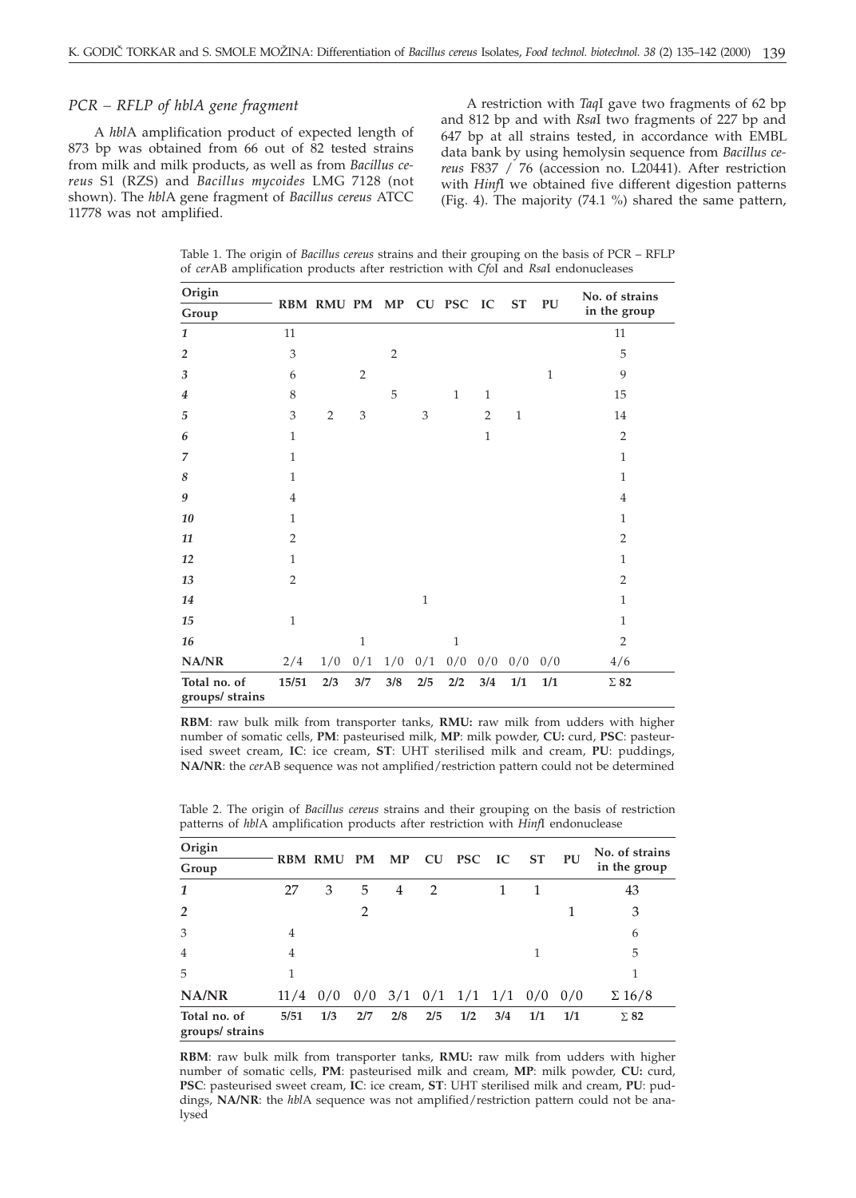## *PCR – RFLP of hblA gene fragment*

A *hbl*A amplification product of expected length of 873 bp was obtained from 66 out of 82 tested strains from milk and milk products, as well as from *Bacillus cereus* S1 (RZS) and *Bacillus mycoides* LMG 7128 (not shown). The *hbl*A gene fragment of *Bacillus cereus* ATCC 11778 was not amplified.

A restriction with *Taq*I gave two fragments of 62 bp and 812 bp and with *Rsa*I two fragments of 227 bp and 647 bp at all strains tested, in accordance with EMBL data bank by using hemolysin sequence from *Bacillus cereus* F837 / 76 (accession no. L20441). After restriction with *Hinf*I we obtained five different digestion patterns (Fig. 4). The majority (74.1 %) shared the same pattern,

Table 1. The origin of *Bacillus cereus* strains and their grouping on the basis of PCR – RFLP of *cer*AB amplification products after restriction with *Cfo*I and *Rsa*I endonucleases

| Origin / Group | RBM | RMU | PM | MP | CU | PSC | IC | ST | PU | No. of strains in the group |
|---|---|---|---|---|---|---|---|---|---|---|
| *1* | 11 | | | | | | | | | 11 |
| *2* | 3 | | | 2 | | | | | | 5 |
| *3* | 6 | | 2 | | | | | | 1 | 9 |
| *4* | 8 | | | 5 | | 1 | 1 | | | 15 |
| *5* | 3 | 2 | 3 | | 3 | | 2 | 1 | | 14 |
| *6* | 1 | | | | | | 1 | | | 2 |
| *7* | 1 | | | | | | | | | 1 |
| *8* | 1 | | | | | | | | | 1 |
| *9* | 4 | | | | | | | | | 4 |
| *10* | 1 | | | | | | | | | 1 |
| *11* | 2 | | | | | | | | | 2 |
| *12* | 1 | | | | | | | | | 1 |
| *13* | 2 | | | | | | | | | 2 |
| *14* | | | | | 1 | | | | | 1 |
| *15* | 1 | | | | | | | | | 1 |
| *16* | | | 1 | | | 1 | | | | 2 |
| **NA/NR** | 2/4 | 1/0 | 0/1 | 1/0 | 0/1 | 0/0 | 0/0 | 0/0 | 0/0 | 4/6 |
| **Total no. of groups/ strains** | **15/51** | **2/3** | **3/7** | **3/8** | **2/5** | **2/2** | **3/4** | **1/1** | **1/1** | **Σ 82** |

**RBM**: raw bulk milk from transporter tanks, **RMU:** raw milk from udders with higher number of somatic cells, **PM**: pasteurised milk, **MP**: milk powder, **CU:** curd, **PSC**: pasteurised sweet cream, **IC**: ice cream, **ST**: UHT sterilised milk and cream, **PU**: puddings, **NA/NR**: the *cer*AB sequence was not amplified/restriction pattern could not be determined

Table 2. The origin of *Bacillus cereus* strains and their grouping on the basis of restriction patterns of *hbl*A amplification products after restriction with *Hinf*I endonuclease

| Origin / Group | RBM | RMU | PM | MP | CU | PSC | IC | ST | PU | No. of strains in the group |
|---|---|---|---|---|---|---|---|---|---|---|
| *1* | 27 | 3 | 5 | 4 | 2 | | 1 | 1 | | 43 |
| *2* | | | 2 | | | | | | 1 | 3 |
| 3 | 4 | | | | | | | | | 6 |
| 4 | 4 | | | | | | | 1 | | 5 |
| 5 | 1 | | | | | | | | | 1 |
| **NA/NR** | 11/4 | 0/0 | 0/0 | 3/1 | 0/1 | 1/1 | 1/1 | 0/0 | 0/0 | Σ 16/8 |
| **Total no. of groups/ strains** | **5/51** | **1/3** | **2/7** | **2/8** | **2/5** | **1/2** | **3/4** | **1/1** | **1/1** | **Σ 82** |

**RBM**: raw bulk milk from transporter tanks, **RMU:** raw milk from udders with higher number of somatic cells, **PM**: pasteurised milk and cream, **MP**: milk powder, **CU:** curd, **PSC**: pasteurised sweet cream, **IC**: ice cream, **ST**: UHT sterilised milk and cream, **PU**: puddings, **NA/NR**: the *hbl*A sequence was not amplified/restriction pattern could not be analysed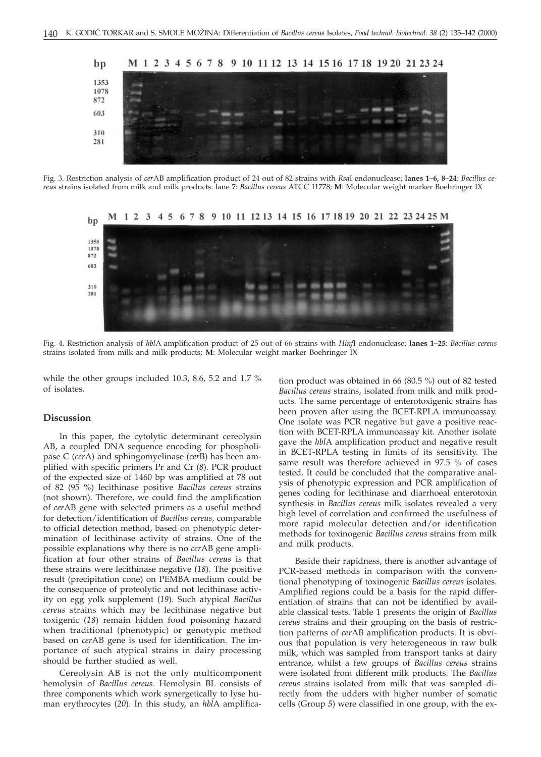Fig. 3. Restriction analysis of *cer*AB amplification product of 24 out of 82 strains with *Rsa*I endonuclease; **lanes 1–6, 8–24**: *Bacillus cereus* strains isolated from milk and milk products. lane **7**: *Bacillus cereus* ATCC 11778; **M**: Molecular weight marker Boehringer IX

Fig. 4. Restriction analysis of *hbl*A amplification product of 25 out of 66 strains with *Hinf*I endonuclease; **lanes 1–25**: *Bacillus cereus* strains isolated from milk and milk products; **M**: Molecular weight marker Boehringer IX

while the other groups included 10.3, 8.6, 5.2 and 1.7 % of isolates.

## Discussion

In this paper, the cytolytic determinant cereolysin AB, a coupled DNA sequence encoding for phospholipase C (*cer*A) and sphingomyelinase (*cer*B) has been amplified with specific primers Pr and Cr (*8*). PCR product of the expected size of 1460 bp was amplified at 78 out of 82 (95 %) lecithinase positive *Bacillus cereus* strains (not shown). Therefore, we could find the amplification of *cer*AB gene with selected primers as a useful method for detection/identification of *Bacillus cereus*, comparable to official detection method, based on phenotypic determination of lecithinase activity of strains. One of the possible explanations why there is no *cer*AB gene amplification at four other strains of *Bacillus cereus* is that these strains were lecithinase negative (*18*). The positive result (precipitation cone) on PEMBA medium could be the consequence of proteolytic and not lecithinase activity on egg yolk supplement (*19*). Such atypical *Bacillus cereus* strains which may be lecithinase negative but toxigenic (*18*) remain hidden food poisoning hazard when traditional (phenotypic) or genotypic method based on *cer*AB gene is used for identification. The importance of such atypical strains in dairy processing should be further studied as well.

Cereolysin AB is not the only multicomponent hemolysin of *Bacillus cereus.* Hemolysin BL consists of three components which work synergetically to lyse human erythrocytes (*20*). In this study, an *hbl*A amplification product was obtained in 66 (80.5 %) out of 82 tested *Bacillus cereus* strains, isolated from milk and milk products. The same percentage of enterotoxigenic strains has been proven after using the BCET-RPLA immunoassay. One isolate was PCR negative but gave a positive reaction with BCET-RPLA immunoassay kit. Another isolate gave the *hbl*A amplification product and negative result in BCET-RPLA testing in limits of its sensitivity. The same result was therefore achieved in 97.5 % of cases tested. It could be concluded that the comparative analysis of phenotypic expression and PCR amplification of genes coding for lecithinase and diarrhoeal enterotoxin synthesis in *Bacillus cereus* milk isolates revealed a very high level of correlation and confirmed the usefulness of more rapid molecular detection and/or identification methods for toxinogenic *Bacillus cereus* strains from milk and milk products.

Beside their rapidness, there is another advantage of PCR-based methods in comparison with the conventional phenotyping of toxinogenic *Bacillus cereus* isolates. Amplified regions could be a basis for the rapid differentiation of strains that can not be identified by available classical tests. Table 1 presents the origin of *Bacillus cereus* strains and their grouping on the basis of restriction patterns of *cer*AB amplification products. It is obvious that population is very heterogeneous in raw bulk milk, which was sampled from transport tanks at dairy entrance, whilst a few groups of *Bacillus cereus* strains were isolated from different milk products. The *Bacillus cereus* strains isolated from milk that was sampled directly from the udders with higher number of somatic cells (Group *5*) were classified in one group, with the ex-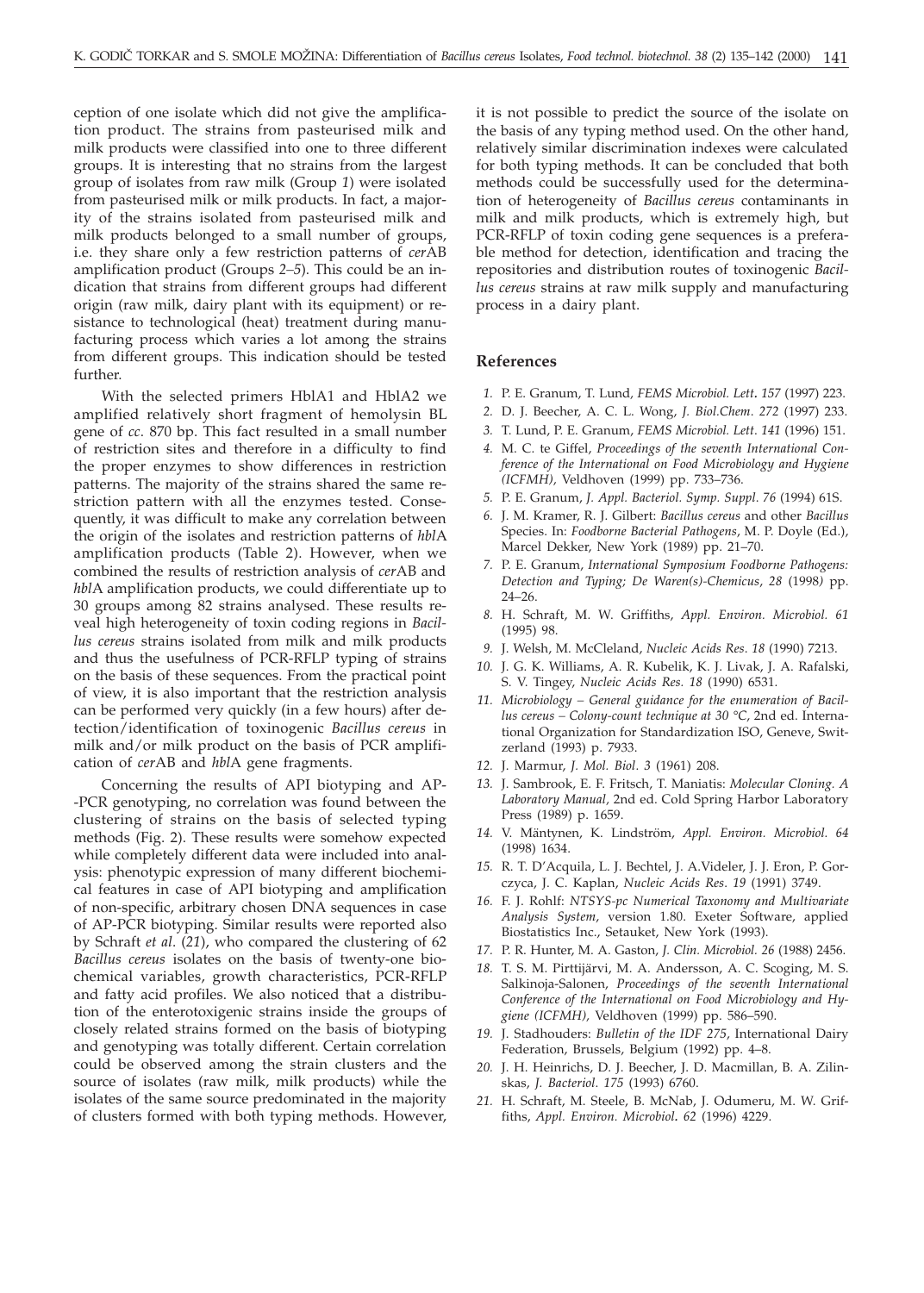ception of one isolate which did not give the amplification product. The strains from pasteurised milk and milk products were classified into one to three different groups. It is interesting that no strains from the largest group of isolates from raw milk (Group *1*) were isolated from pasteurised milk or milk products. In fact, a majority of the strains isolated from pasteurised milk and milk products belonged to a small number of groups, i.e. they share only a few restriction patterns of *cer*AB amplification product (Groups *2–5*). This could be an indication that strains from different groups had different origin (raw milk, dairy plant with its equipment) or resistance to technological (heat) treatment during manufacturing process which varies a lot among the strains from different groups. This indication should be tested further.

With the selected primers HblA1 and HblA2 we amplified relatively short fragment of hemolysin BL gene of *cc*. 870 bp. This fact resulted in a small number of restriction sites and therefore in a difficulty to find the proper enzymes to show differences in restriction patterns. The majority of the strains shared the same restriction pattern with all the enzymes tested. Consequently, it was difficult to make any correlation between the origin of the isolates and restriction patterns of *hbl*A amplification products (Table 2). However, when we combined the results of restriction analysis of *cer*AB and *hbl*A amplification products, we could differentiate up to 30 groups among 82 strains analysed. These results reveal high heterogeneity of toxin coding regions in *Bacillus cereus* strains isolated from milk and milk products and thus the usefulness of PCR-RFLP typing of strains on the basis of these sequences. From the practical point of view, it is also important that the restriction analysis can be performed very quickly (in a few hours) after detection/identification of toxinogenic *Bacillus cereus* in milk and/or milk product on the basis of PCR amplification of *cer*AB and *hbl*A gene fragments.

Concerning the results of API biotyping and AP-PCR genotyping, no correlation was found between the clustering of strains on the basis of selected typing methods (Fig. 2). These results were somehow expected while completely different data were included into analysis: phenotypic expression of many different biochemical features in case of API biotyping and amplification of non-specific, arbitrary chosen DNA sequences in case of AP-PCR biotyping. Similar results were reported also by Schraft *et al*. (*21*), who compared the clustering of 62 *Bacillus cereus* isolates on the basis of twenty-one biochemical variables, growth characteristics, PCR-RFLP and fatty acid profiles. We also noticed that a distribution of the enterotoxigenic strains inside the groups of closely related strains formed on the basis of biotyping and genotyping was totally different. Certain correlation could be observed among the strain clusters and the source of isolates (raw milk, milk products) while the isolates of the same source predominated in the majority of clusters formed with both typing methods. However, it is not possible to predict the source of the isolate on the basis of any typing method used. On the other hand, relatively similar discrimination indexes were calculated for both typing methods. It can be concluded that both methods could be successfully used for the determination of heterogeneity of *Bacillus cereus* contaminants in milk and milk products, which is extremely high, but PCR-RFLP of toxin coding gene sequences is a preferable method for detection, identification and tracing the repositories and distribution routes of toxinogenic *Bacillus cereus* strains at raw milk supply and manufacturing process in a dairy plant.

## References

1. P. E. Granum, T. Lund, *FEMS Microbiol. Lett. 157* (1997) 223.
2. D. J. Beecher, A. C. L. Wong, *J. Biol.Chem. 272* (1997) 233.
3. T. Lund, P. E. Granum, *FEMS Microbiol. Lett. 141* (1996) 151.
4. M. C. te Giffel, *Proceedings of the seventh International Conference of the International on Food Microbiology and Hygiene (ICFMH)*, Veldhoven (1999) pp. 733–736.
5. P. E. Granum, *J. Appl. Bacteriol. Symp. Suppl. 76* (1994) 61S.
6. J. M. Kramer, R. J. Gilbert: *Bacillus cereus* and other *Bacillus* Species. In: *Foodborne Bacterial Pathogens*, M. P. Doyle (Ed.), Marcel Dekker, New York (1989) pp. 21–70.
7. P. E. Granum, *International Symposium Foodborne Pathogens: Detection and Typing; De Waren(s)-Chemicus, 28* (1998) pp. 24–26.
8. H. Schraft, M. W. Griffiths, *Appl. Environ. Microbiol. 61* (1995) 98.
9. J. Welsh, M. McCleland, *Nucleic Acids Res. 18* (1990) 7213.
10. J. G. K. Williams, A. R. Kubelik, K. J. Livak, J. A. Rafalski, S. V. Tingey, *Nucleic Acids Res. 18* (1990) 6531.
11. *Microbiology – General guidance for the enumeration of Bacillus cereus – Colony-count technique at 30 °C*, 2nd ed. International Organization for Standardization ISO, Geneve, Switzerland (1993) p. 7933.
12. J. Marmur, *J. Mol. Biol. 3* (1961) 208.
13. J. Sambrook, E. F. Fritsch, T. Maniatis: *Molecular Cloning. A Laboratory Manual*, 2nd ed. Cold Spring Harbor Laboratory Press (1989) p. 1659.
14. V. Mäntynen, K. Lindström, *Appl. Environ. Microbiol. 64* (1998) 1634.
15. R. T. D'Acquila, L. J. Bechtel, J. A.Videler, J. J. Eron, P. Gorczyca, J. C. Kaplan, *Nucleic Acids Res. 19* (1991) 3749.
16. F. J. Rohlf: *NTSYS-pc Numerical Taxonomy and Multivariate Analysis System*, version 1.80. Exeter Software, applied Biostatistics Inc., Setauket, New York (1993).
17. P. R. Hunter, M. A. Gaston, *J. Clin. Microbiol. 26* (1988) 2456.
18. T. S. M. Pirttijärvi, M. A. Andersson, A. C. Scoging, M. S. Salkinoja-Salonen, *Proceedings of the seventh International Conference of the International on Food Microbiology and Hygiene (ICFMH)*, Veldhoven (1999) pp. 586–590.
19. J. Stadhouders: *Bulletin of the IDF 275*, International Dairy Federation, Brussels, Belgium (1992) pp. 4–8.
20. J. H. Heinrichs, D. J. Beecher, J. D. Macmillan, B. A. Zilinskas, *J. Bacteriol. 175* (1993) 6760.
21. H. Schraft, M. Steele, B. McNab, J. Odumeru, M. W. Griffiths, *Appl. Environ. Microbiol. 62* (1996) 4229.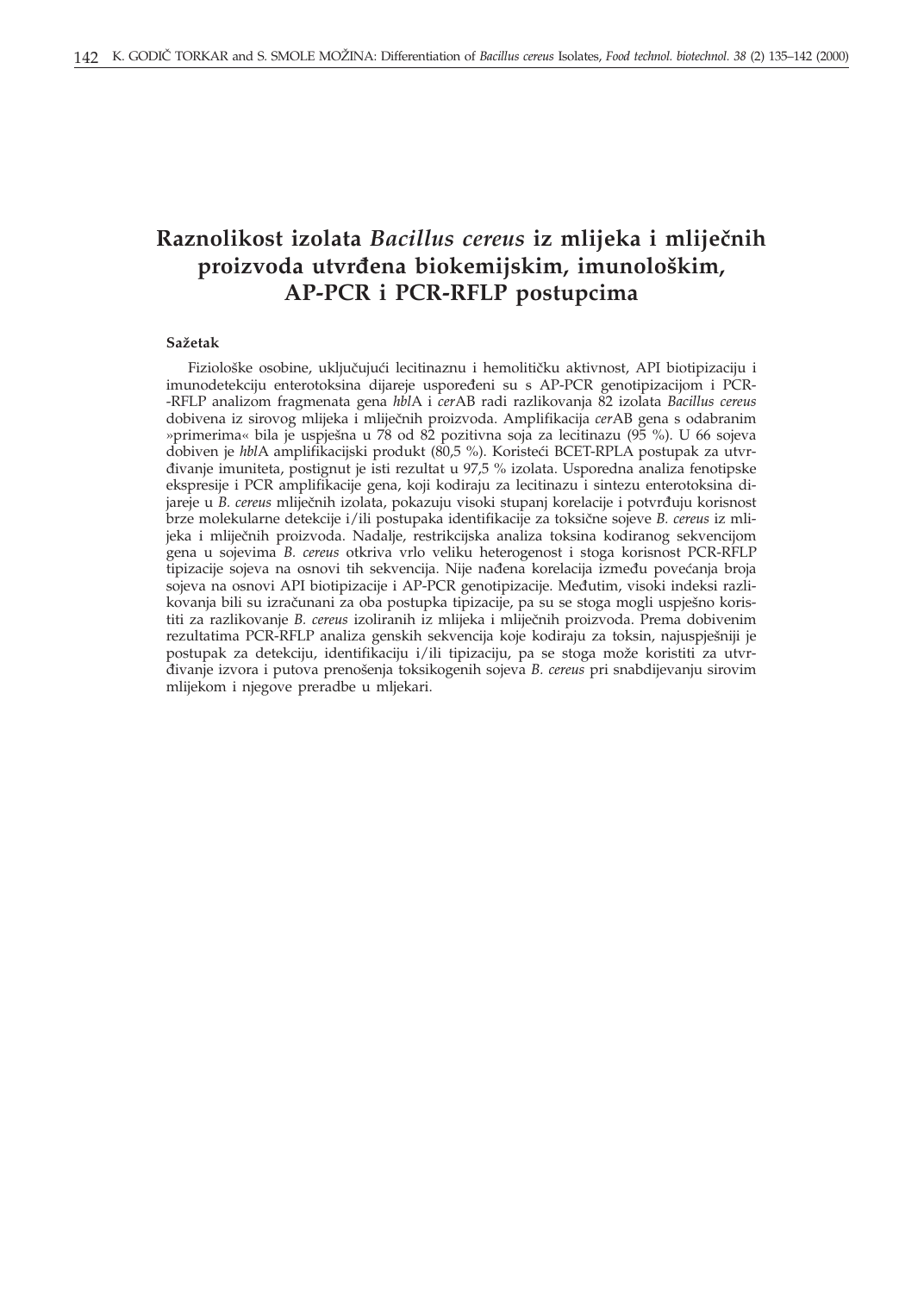# Raznolikost izolata *Bacillus cereus* iz mlijeka i mliječnih proizvoda utvrđena biokemijskim, imunološkim, AP-PCR i PCR-RFLP postupcima

## Sažetak

Fiziološke osobine, uključujući lecitinaznu i hemolitičku aktivnost, API biotipizaciju i imunodetekciju enterotoksina dijareje uspoređeni su s AP-PCR genotipizacijom i PCR--RFLP analizom fragmenata gena *hbl*A i *cer*AB radi razlikovanja 82 izolata *Bacillus cereus* dobivena iz sirovog mlijeka i mliječnih proizvoda. Amplifikacija *cer*AB gena s odabranim »primerima« bila je uspješna u 78 od 82 pozitivna soja za lecitinazu (95 %). U 66 sojeva dobiven je *hbl*A amplifikacijski produkt (80,5 %). Koristeći BCET-RPLA postupak za utvrđivanje imuniteta, postignut je isti rezultat u 97,5 % izolata. Usporedna analiza fenotipske ekspresije i PCR amplifikacije gena, koji kodiraju za lecitinazu i sintezu enterotoksina dijareje u *B. cereus* mliječnih izolata, pokazuju visoki stupanj korelacije i potvrđuju korisnost brze molekularne detekcije i/ili postupaka identifikacije za toksične sojeve *B. cereus* iz mlijeka i mliječnih proizvoda. Nadalje, restrikcijska analiza toksina kodiranog sekvencijom gena u sojevima *B. cereus* otkriva vrlo veliku heterogenost i stoga korisnost PCR-RFLP tipizacije sojeva na osnovi tih sekvencija. Nije nađena korelacija između povećanja broja sojeva na osnovi API biotipizacije i AP-PCR genotipizacije. Međutim, visoki indeksi razlikovanja bili su izračunani za oba postupka tipizacije, pa su se stoga mogli uspješno koristiti za razlikovanje *B. cereus* izoliranih iz mlijeka i mliječnih proizvoda. Prema dobivenim rezultatima PCR-RFLP analiza genskih sekvencija koje kodiraju za toksin, najuspješniji je postupak za detekciju, identifikaciju i/ili tipizaciju, pa se stoga može koristiti za utvrđivanje izvora i putova prenošenja toksikogenih sojeva *B. cereus* pri snabdijevanju sirovim mlijekom i njegove preradbe u mljekari.